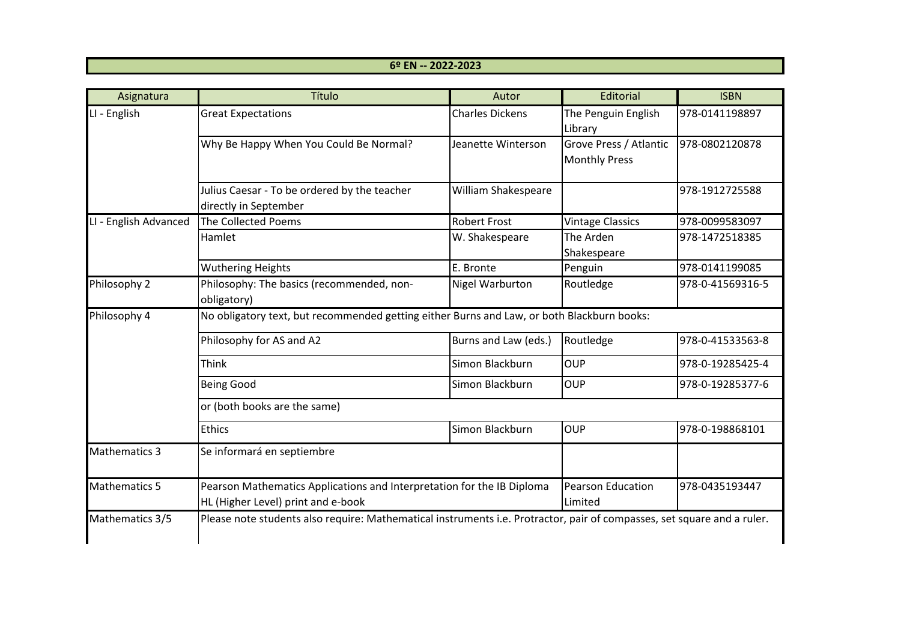# 6º EN -- 2022-2023

| Asignatura | Título | Autor | Editorial | ISBN |
|---|---|---|---|---|
| LI - English | Great Expectations | Charles Dickens | The Penguin English Library | 978-0141198897 |
| | Why Be Happy When You Could Be Normal? | Jeanette Winterson | Grove Press / Atlantic Monthly Press | 978-0802120878 |
| | Julius Caesar - To be ordered by the teacher directly in September | William Shakespeare | | 978-1912725588 |
| LI - English Advanced | The Collected Poems | Robert Frost | Vintage Classics | 978-0099583097 |
| | Hamlet | W. Shakespeare | The Arden Shakespeare | 978-1472518385 |
| | Wuthering Heights | E. Bronte | Penguin | 978-0141199085 |
| Philosophy 2 | Philosophy: The basics (recommended, non-obligatory) | Nigel Warburton | Routledge | 978-0-41569316-5 |
| Philosophy 4 | No obligatory text, but recommended getting either Burns and Law, or both Blackburn books: | | | |
| | Philosophy for AS and A2 | Burns and Law (eds.) | Routledge | 978-0-41533563-8 |
| | Think | Simon Blackburn | OUP | 978-0-19285425-4 |
| | Being Good | Simon Blackburn | OUP | 978-0-19285377-6 |
| | or (both books are the same) | | | |
| | Ethics | Simon Blackburn | OUP | 978-0-198868101 |
| Mathematics 3 | Se informará en septiembre | | | |
| Mathematics 5 | Pearson Mathematics Applications and Interpretation for the IB Diploma HL (Higher Level) print and e-book | | Pearson Education Limited | 978-0435193447 |
| Mathematics 3/5 | Please note students also require: Mathematical instruments i.e. Protractor, pair of compasses, set square and a ruler. | | | |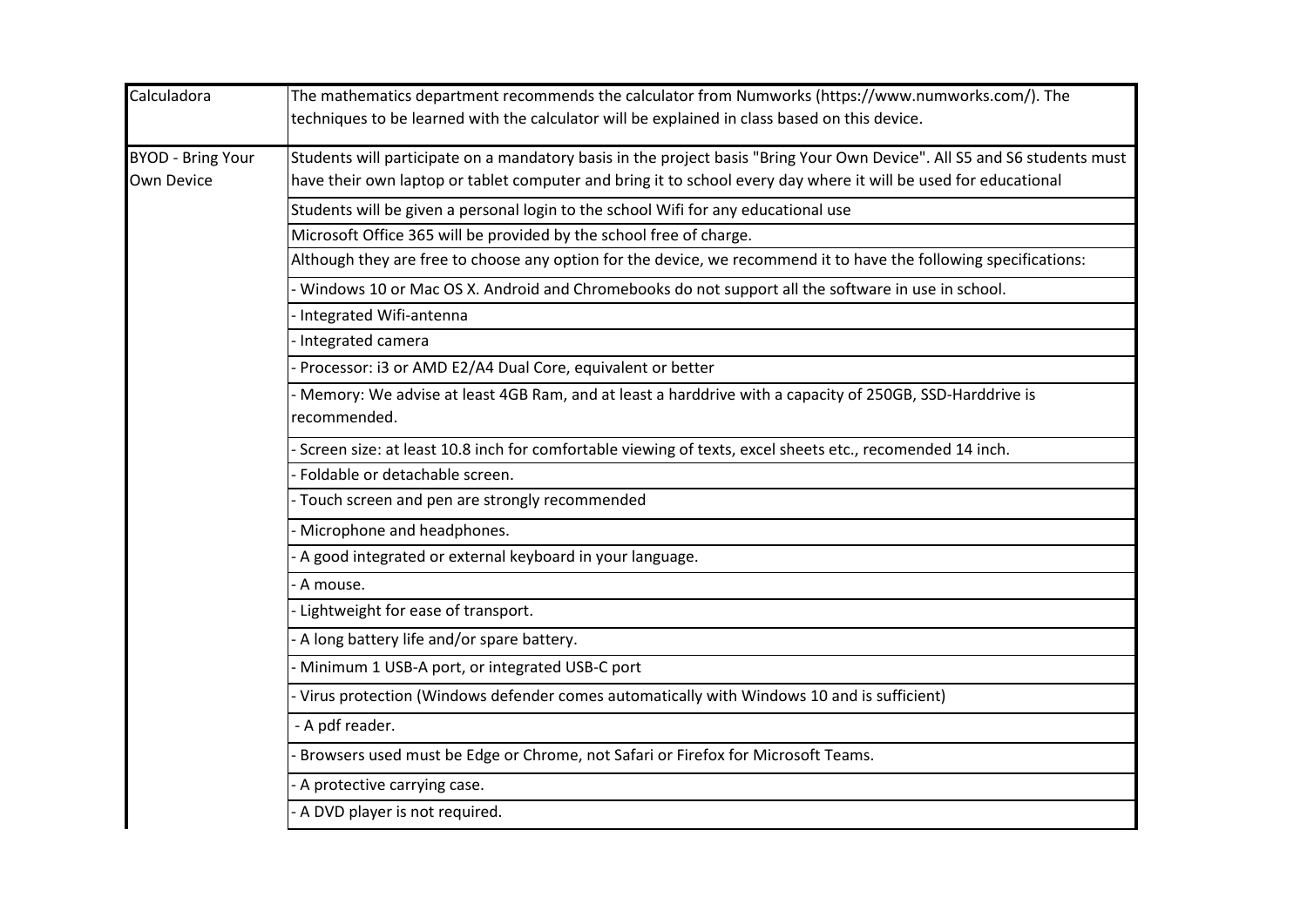| | |
|---|---|
| Calculadora | The mathematics department recommends the calculator from Numworks (https://www.numworks.com/). The techniques to be learned with the calculator will be explained in class based on this device. |
| BYOD - Bring Your Own Device | Students will participate on a mandatory basis in the project basis "Bring Your Own Device". All S5 and S6 students must have their own laptop or tablet computer and bring it to school every day where it will be used for educational |
| | Students will be given a personal login to the school Wifi for any educational use |
| | Microsoft Office 365 will be provided by the school free of charge. |
| | Although they are free to choose any option for the device, we recommend it to have the following specifications: |
| | - Windows 10 or Mac OS X. Android and Chromebooks do not support all the software in use in school. |
| | - Integrated Wifi-antenna |
| | - Integrated camera |
| | - Processor: i3 or AMD E2/A4 Dual Core, equivalent or better |
| | - Memory: We advise at least 4GB Ram, and at least a harddrive with a capacity of 250GB, SSD-Harddrive is recommended. |
| | - Screen size: at least 10.8 inch for comfortable viewing of texts, excel sheets etc., recomended 14 inch. |
| | - Foldable or detachable screen. |
| | - Touch screen and pen are strongly recommended |
| | - Microphone and headphones. |
| | - A good integrated or external keyboard in your language. |
| | - A mouse. |
| | - Lightweight for ease of transport. |
| | - A long battery life and/or spare battery. |
| | - Minimum 1 USB-A port, or integrated USB-C port |
| | - Virus protection (Windows defender comes automatically with Windows 10 and is sufficient) |
| | - A pdf reader. |
| | - Browsers used must be Edge or Chrome, not Safari or Firefox for Microsoft Teams. |
| | - A protective carrying case. |
| | - A DVD player is not required. |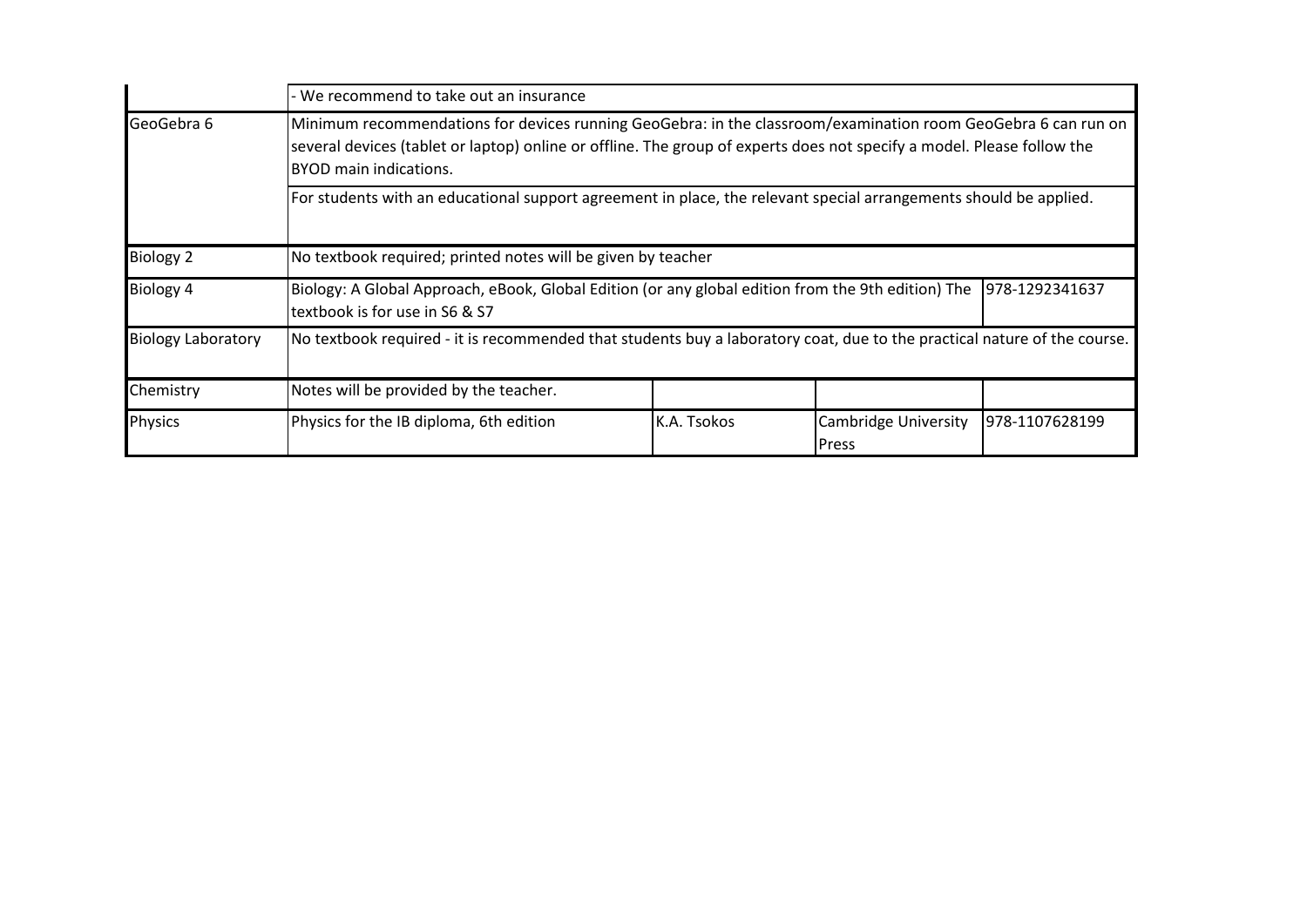| | | | | |
|---|---|---|---|---|
| | - We recommend to take out an insurance | | | |
| GeoGebra 6 | Minimum recommendations for devices running GeoGebra: in the classroom/examination room GeoGebra 6 can run on several devices (tablet or laptop) online or offline. The group of experts does not specify a model. Please follow the BYOD main indications. | | | |
| | For students with an educational support agreement in place, the relevant special arrangements should be applied. | | | |
| Biology 2 | No textbook required; printed notes will be given by teacher | | | |
| Biology 4 | Biology: A Global Approach, eBook, Global Edition (or any global edition from the 9th edition) The textbook is for use in S6 & S7 | | | 978-1292341637 |
| Biology Laboratory | No textbook required - it is recommended that students buy a laboratory coat, due to the practical nature of the course. | | | |
| Chemistry | Notes will be provided by the teacher. | | | |
| Physics | Physics for the IB diploma, 6th edition | K.A. Tsokos | Cambridge University Press | 978-1107628199 |